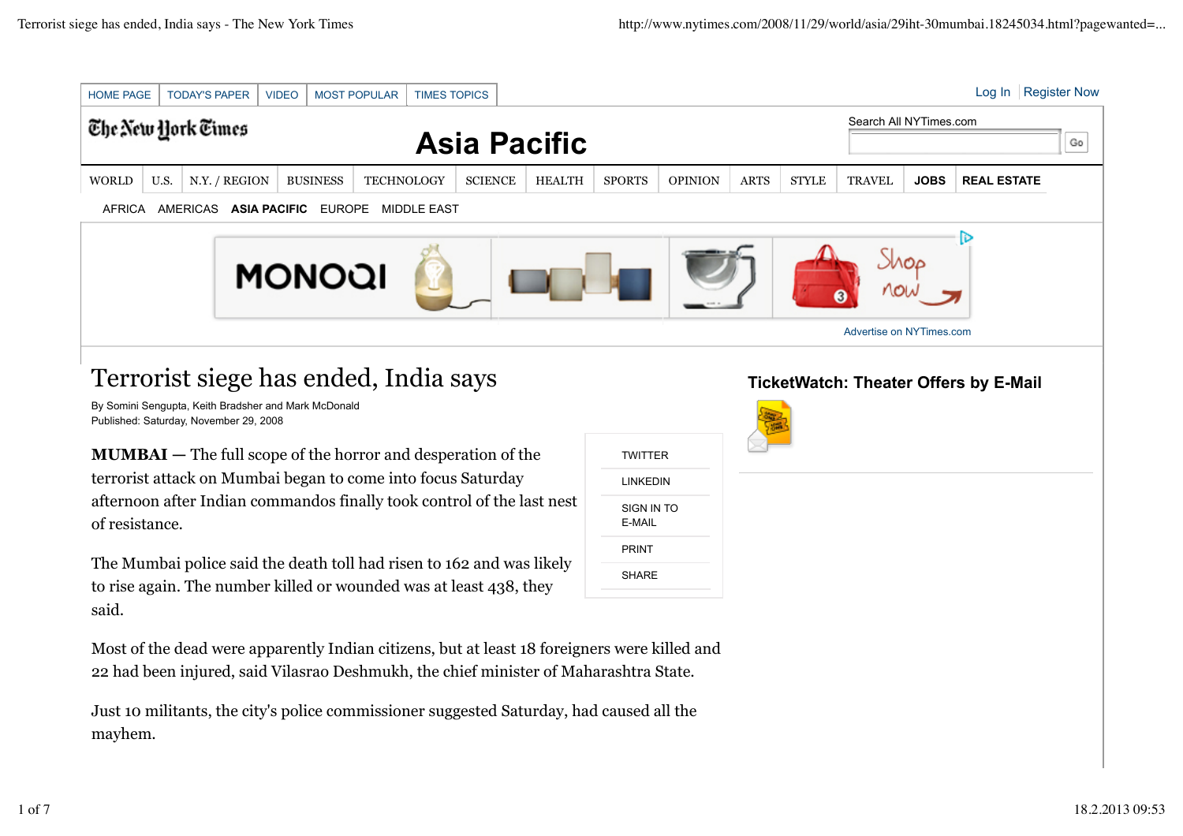# Terrorist siege has ended, India says

By Somini Sengupta, Keith Bradsher and Mark McDonald
Published: Saturday, November 29, 2008

**MUMBAI** — The full scope of the horror and desperation of the terrorist attack on Mumbai began to come into focus Saturday afternoon after Indian commandos finally took control of the last nest of resistance.

The Mumbai police said the death toll had risen to 162 and was likely to rise again. The number killed or wounded was at least 438, they said.

Most of the dead were apparently Indian citizens, but at least 18 foreigners were killed and 22 had been injured, said Vilasrao Deshmukh, the chief minister of Maharashtra State.

Just 10 militants, the city's police commissioner suggested Saturday, had caused all the mayhem.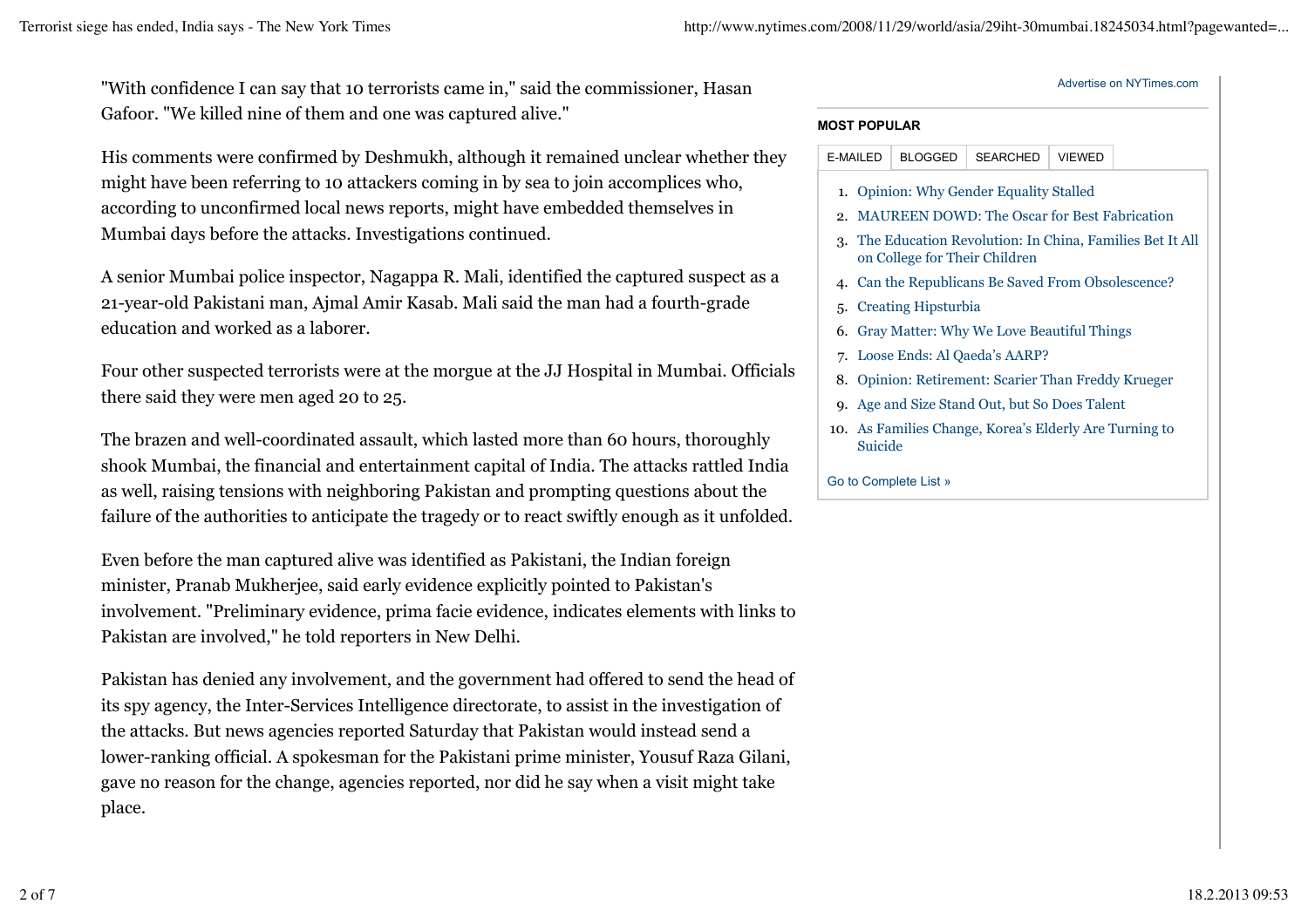"With confidence I can say that 10 terrorists came in," said the commissioner, Hasan Gafoor. "We killed nine of them and one was captured alive."

His comments were confirmed by Deshmukh, although it remained unclear whether they might have been referring to 10 attackers coming in by sea to join accomplices who, according to unconfirmed local news reports, might have embedded themselves in Mumbai days before the attacks. Investigations continued.

A senior Mumbai police inspector, Nagappa R. Mali, identified the captured suspect as a 21-year-old Pakistani man, Ajmal Amir Kasab. Mali said the man had a fourth-grade education and worked as a laborer.

Four other suspected terrorists were at the morgue at the JJ Hospital in Mumbai. Officials there said they were men aged 20 to 25.

The brazen and well-coordinated assault, which lasted more than 60 hours, thoroughly shook Mumbai, the financial and entertainment capital of India. The attacks rattled India as well, raising tensions with neighboring Pakistan and prompting questions about the failure of the authorities to anticipate the tragedy or to react swiftly enough as it unfolded.

Even before the man captured alive was identified as Pakistani, the Indian foreign minister, Pranab Mukherjee, said early evidence explicitly pointed to Pakistan's involvement. "Preliminary evidence, prima facie evidence, indicates elements with links to Pakistan are involved," he told reporters in New Delhi.

Pakistan has denied any involvement, and the government had offered to send the head of its spy agency, the Inter-Services Intelligence directorate, to assist in the investigation of the attacks. But news agencies reported Saturday that Pakistan would instead send a lower-ranking official. A spokesman for the Pakistani prime minister, Yousuf Raza Gilani, gave no reason for the change, agencies reported, nor did he say when a visit might take place.

Advertise on NYTimes.com

**MOST POPULAR**

E-MAILED | BLOGGED | SEARCHED | VIEWED

1. Opinion: Why Gender Equality Stalled
2. MAUREEN DOWD: The Oscar for Best Fabrication
3. The Education Revolution: In China, Families Bet It All on College for Their Children
4. Can the Republicans Be Saved From Obsolescence?
5. Creating Hipsturbia
6. Gray Matter: Why We Love Beautiful Things
7. Loose Ends: Al Qaeda's AARP?
8. Opinion: Retirement: Scarier Than Freddy Krueger
9. Age and Size Stand Out, but So Does Talent
10. As Families Change, Korea's Elderly Are Turning to Suicide

Go to Complete List »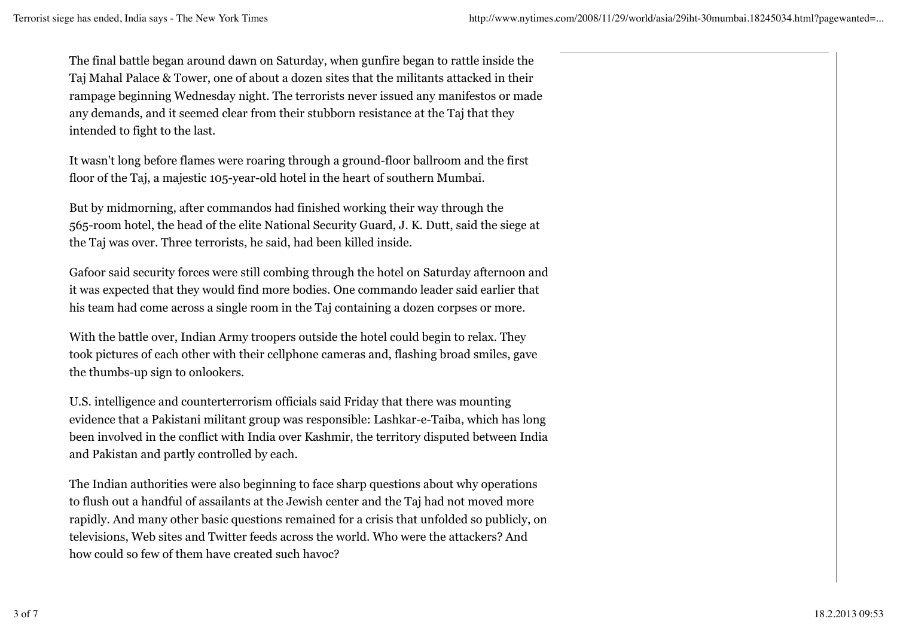The final battle began around dawn on Saturday, when gunfire began to rattle inside the Taj Mahal Palace & Tower, one of about a dozen sites that the militants attacked in their rampage beginning Wednesday night. The terrorists never issued any manifestos or made any demands, and it seemed clear from their stubborn resistance at the Taj that they intended to fight to the last.

It wasn't long before flames were roaring through a ground-floor ballroom and the first floor of the Taj, a majestic 105-year-old hotel in the heart of southern Mumbai.

But by midmorning, after commandos had finished working their way through the 565-room hotel, the head of the elite National Security Guard, J. K. Dutt, said the siege at the Taj was over. Three terrorists, he said, had been killed inside.

Gafoor said security forces were still combing through the hotel on Saturday afternoon and it was expected that they would find more bodies. One commando leader said earlier that his team had come across a single room in the Taj containing a dozen corpses or more.

With the battle over, Indian Army troopers outside the hotel could begin to relax. They took pictures of each other with their cellphone cameras and, flashing broad smiles, gave the thumbs-up sign to onlookers.

U.S. intelligence and counterterrorism officials said Friday that there was mounting evidence that a Pakistani militant group was responsible: Lashkar-e-Taiba, which has long been involved in the conflict with India over Kashmir, the territory disputed between India and Pakistan and partly controlled by each.

The Indian authorities were also beginning to face sharp questions about why operations to flush out a handful of assailants at the Jewish center and the Taj had not moved more rapidly. And many other basic questions remained for a crisis that unfolded so publicly, on televisions, Web sites and Twitter feeds across the world. Who were the attackers? And how could so few of them have created such havoc?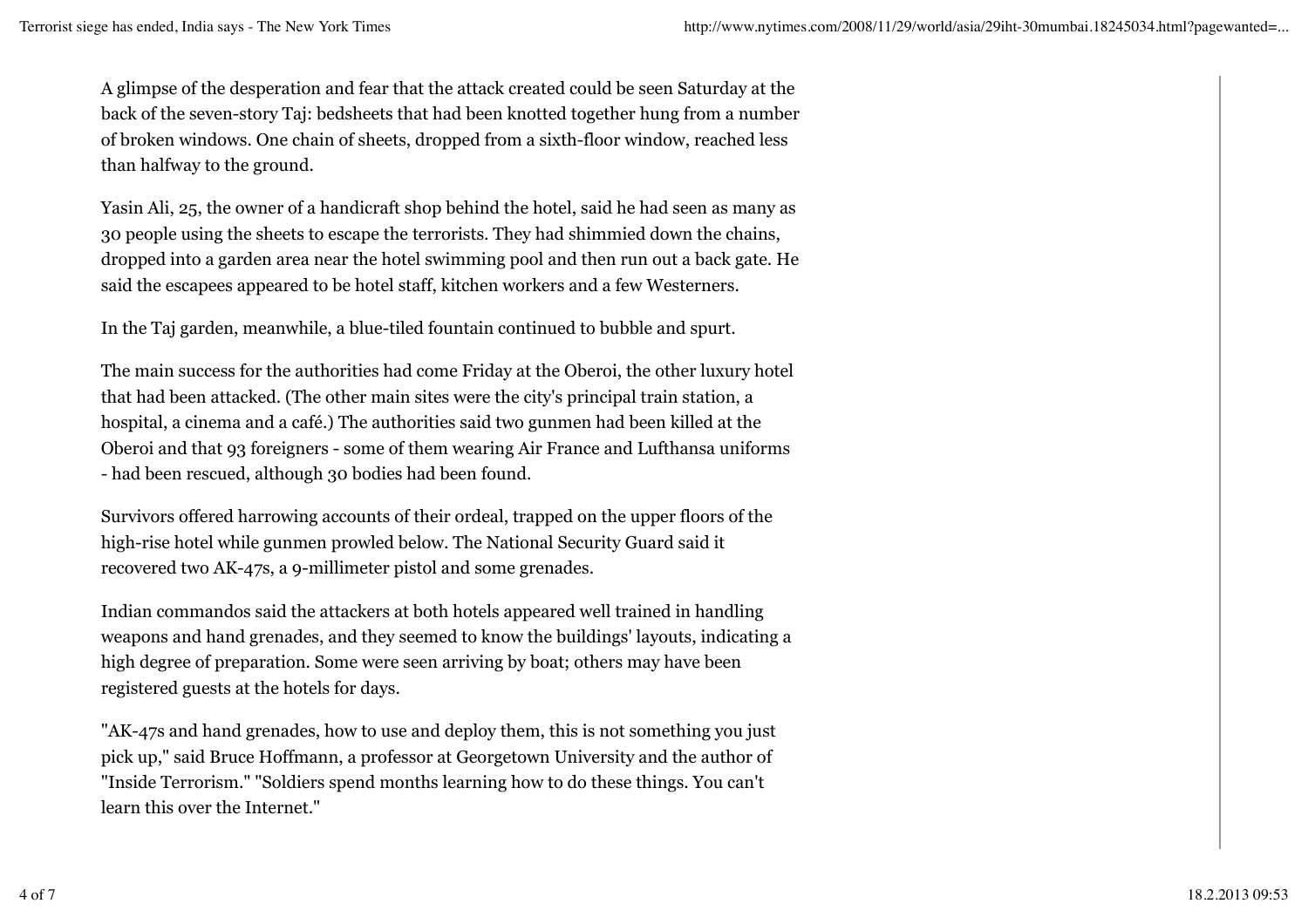A glimpse of the desperation and fear that the attack created could be seen Saturday at the back of the seven-story Taj: bedsheets that had been knotted together hung from a number of broken windows. One chain of sheets, dropped from a sixth-floor window, reached less than halfway to the ground.

Yasin Ali, 25, the owner of a handicraft shop behind the hotel, said he had seen as many as 30 people using the sheets to escape the terrorists. They had shimmied down the chains, dropped into a garden area near the hotel swimming pool and then run out a back gate. He said the escapees appeared to be hotel staff, kitchen workers and a few Westerners.

In the Taj garden, meanwhile, a blue-tiled fountain continued to bubble and spurt.

The main success for the authorities had come Friday at the Oberoi, the other luxury hotel that had been attacked. (The other main sites were the city's principal train station, a hospital, a cinema and a café.) The authorities said two gunmen had been killed at the Oberoi and that 93 foreigners - some of them wearing Air France and Lufthansa uniforms - had been rescued, although 30 bodies had been found.

Survivors offered harrowing accounts of their ordeal, trapped on the upper floors of the high-rise hotel while gunmen prowled below. The National Security Guard said it recovered two AK-47s, a 9-millimeter pistol and some grenades.

Indian commandos said the attackers at both hotels appeared well trained in handling weapons and hand grenades, and they seemed to know the buildings' layouts, indicating a high degree of preparation. Some were seen arriving by boat; others may have been registered guests at the hotels for days.

"AK-47s and hand grenades, how to use and deploy them, this is not something you just pick up," said Bruce Hoffmann, a professor at Georgetown University and the author of "Inside Terrorism." "Soldiers spend months learning how to do these things. You can't learn this over the Internet."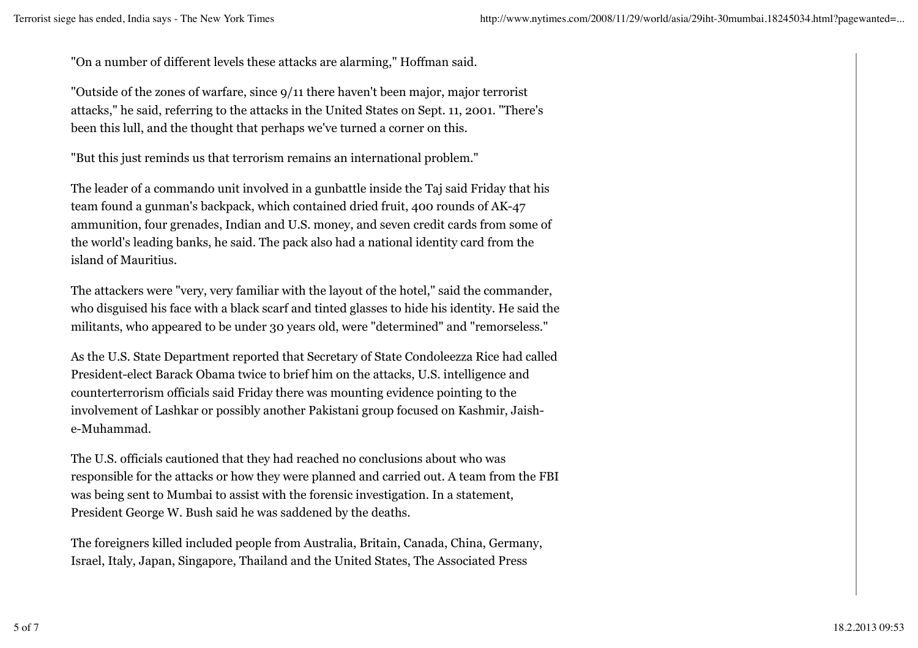"On a number of different levels these attacks are alarming," Hoffman said.

"Outside of the zones of warfare, since 9/11 there haven't been major, major terrorist attacks," he said, referring to the attacks in the United States on Sept. 11, 2001. "There's been this lull, and the thought that perhaps we've turned a corner on this.

"But this just reminds us that terrorism remains an international problem."

The leader of a commando unit involved in a gunbattle inside the Taj said Friday that his team found a gunman's backpack, which contained dried fruit, 400 rounds of AK-47 ammunition, four grenades, Indian and U.S. money, and seven credit cards from some of the world's leading banks, he said. The pack also had a national identity card from the island of Mauritius.

The attackers were "very, very familiar with the layout of the hotel," said the commander, who disguised his face with a black scarf and tinted glasses to hide his identity. He said the militants, who appeared to be under 30 years old, were "determined" and "remorseless."

As the U.S. State Department reported that Secretary of State Condoleezza Rice had called President-elect Barack Obama twice to brief him on the attacks, U.S. intelligence and counterterrorism officials said Friday there was mounting evidence pointing to the involvement of Lashkar or possibly another Pakistani group focused on Kashmir, Jaish-e-Muhammad.

The U.S. officials cautioned that they had reached no conclusions about who was responsible for the attacks or how they were planned and carried out. A team from the FBI was being sent to Mumbai to assist with the forensic investigation. In a statement, President George W. Bush said he was saddened by the deaths.

The foreigners killed included people from Australia, Britain, Canada, China, Germany, Israel, Italy, Japan, Singapore, Thailand and the United States, The Associated Press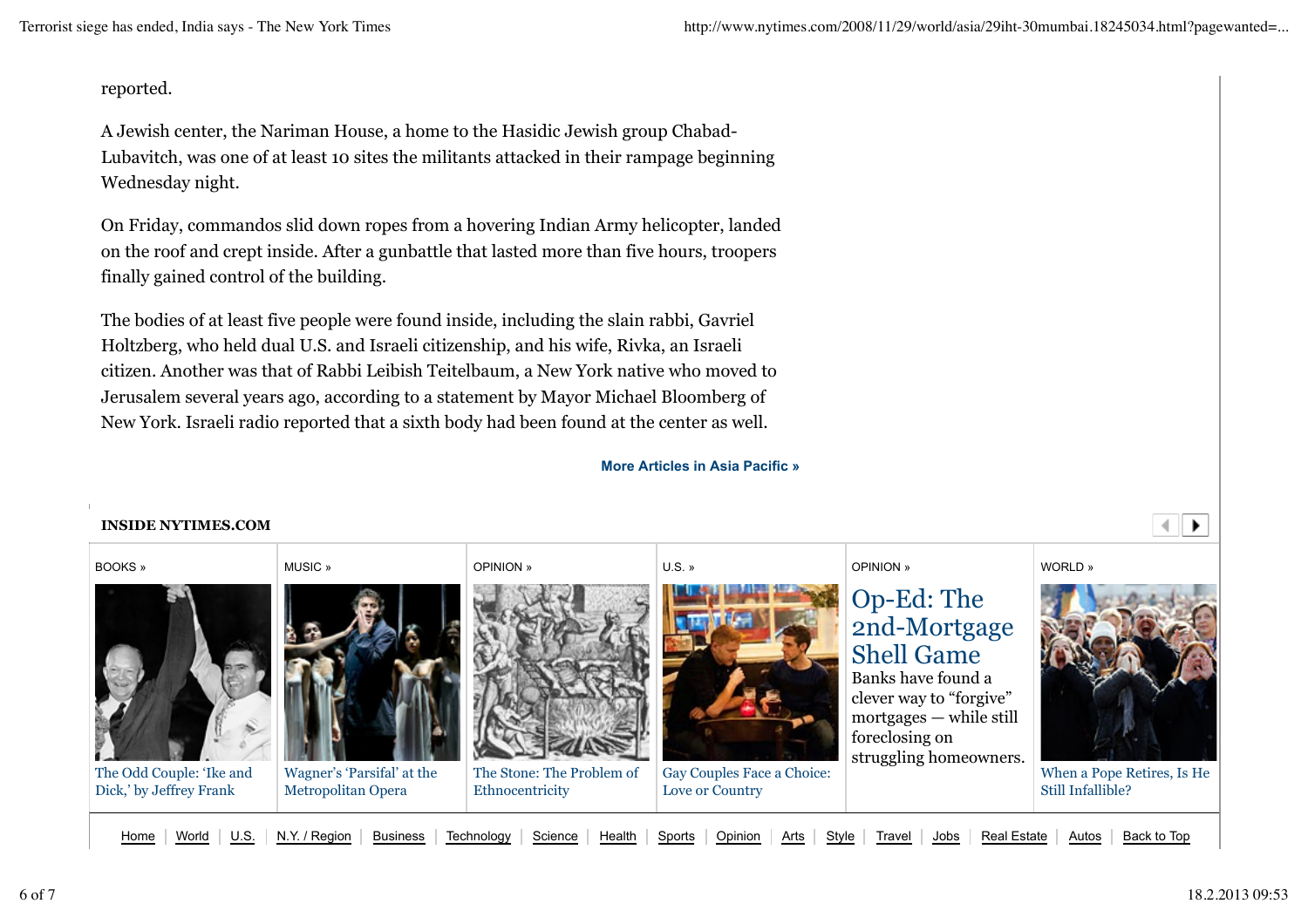reported.

A Jewish center, the Nariman House, a home to the Hasidic Jewish group Chabad-Lubavitch, was one of at least 10 sites the militants attacked in their rampage beginning Wednesday night.

On Friday, commandos slid down ropes from a hovering Indian Army helicopter, landed on the roof and crept inside. After a gunbattle that lasted more than five hours, troopers finally gained control of the building.

The bodies of at least five people were found inside, including the slain rabbi, Gavriel Holtzberg, who held dual U.S. and Israeli citizenship, and his wife, Rivka, an Israeli citizen. Another was that of Rabbi Leibish Teitelbaum, a New York native who moved to Jerusalem several years ago, according to a statement by Mayor Michael Bloomberg of New York. Israeli radio reported that a sixth body had been found at the center as well.

**More Articles in Asia Pacific »**

**INSIDE NYTIMES.COM**

BOOKS »

The Odd Couple: 'Ike and Dick,' by Jeffrey Frank

MUSIC »

Wagner's 'Parsifal' at the Metropolitan Opera

OPINION »

The Stone: The Problem of Ethnocentricity

U.S. »

Gay Couples Face a Choice: Love or Country

OPINION »

Op-Ed: The 2nd-Mortgage Shell Game

Banks have found a clever way to "forgive" mortgages — while still foreclosing on struggling homeowners.

WORLD »

When a Pope Retires, Is He Still Infallible?

Home | World | U.S. | N.Y. / Region | Business | Technology | Science | Health | Sports | Opinion | Arts | Style | Travel | Jobs | Real Estate | Autos | Back to Top